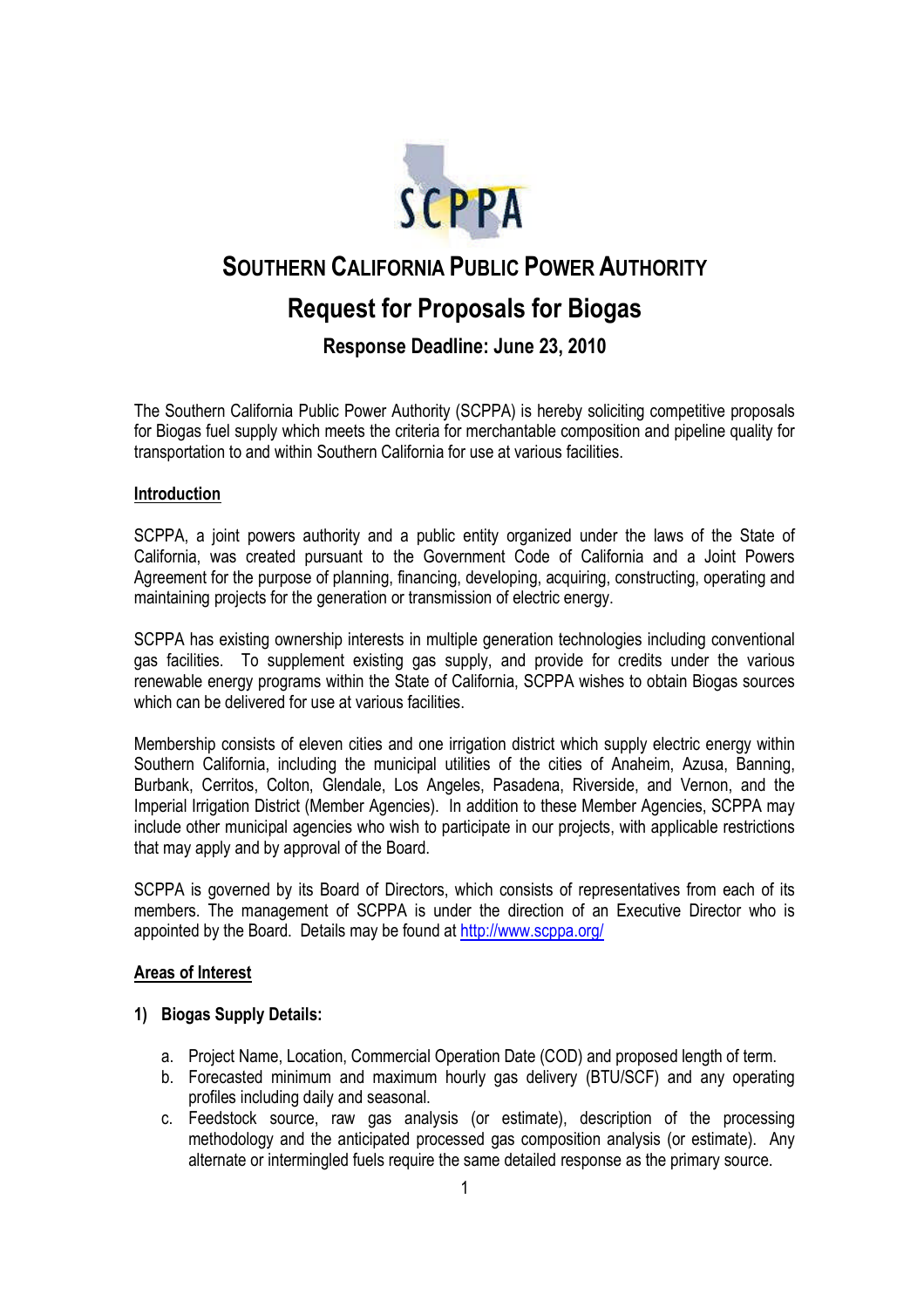# SOUTHERN CALIFORNIA PUBLIC POWER AUTHORITY

## Request for Proposals for Biogas

### Response Deadline: June 23, 2010

The Southern California Public Power Authority (SCPPA) is hereby soliciting competitive proposals for Biogas fuel supply which meets the criteria for merchantable composition and pipeline quality for transportation to and within Southern California for use at various facilities.

**Introduction**

SCPPA, a joint powers authority and a public entity organized under the laws of the State of California, was created pursuant to the Government Code of California and a Joint Powers Agreement for the purpose of planning, financing, developing, acquiring, constructing, operating and maintaining projects for the generation or transmission of electric energy.

SCPPA has existing ownership interests in multiple generation technologies including conventional gas facilities. To supplement existing gas supply, and provide for credits under the various renewable energy programs within the State of California, SCPPA wishes to obtain Biogas sources which can be delivered for use at various facilities.

Membership consists of eleven cities and one irrigation district which supply electric energy within Southern California, including the municipal utilities of the cities of Anaheim, Azusa, Banning, Burbank, Cerritos, Colton, Glendale, Los Angeles, Pasadena, Riverside, and Vernon, and the Imperial Irrigation District (Member Agencies). In addition to these Member Agencies, SCPPA may include other municipal agencies who wish to participate in our projects, with applicable restrictions that may apply and by approval of the Board.

SCPPA is governed by its Board of Directors, which consists of representatives from each of its members. The management of SCPPA is under the direction of an Executive Director who is appointed by the Board. Details may be found at http://www.scppa.org/

**Areas of Interest**

**1) Biogas Supply Details:**

a. Project Name, Location, Commercial Operation Date (COD) and proposed length of term.
b. Forecasted minimum and maximum hourly gas delivery (BTU/SCF) and any operating profiles including daily and seasonal.
c. Feedstock source, raw gas analysis (or estimate), description of the processing methodology and the anticipated processed gas composition analysis (or estimate). Any alternate or intermingled fuels require the same detailed response as the primary source.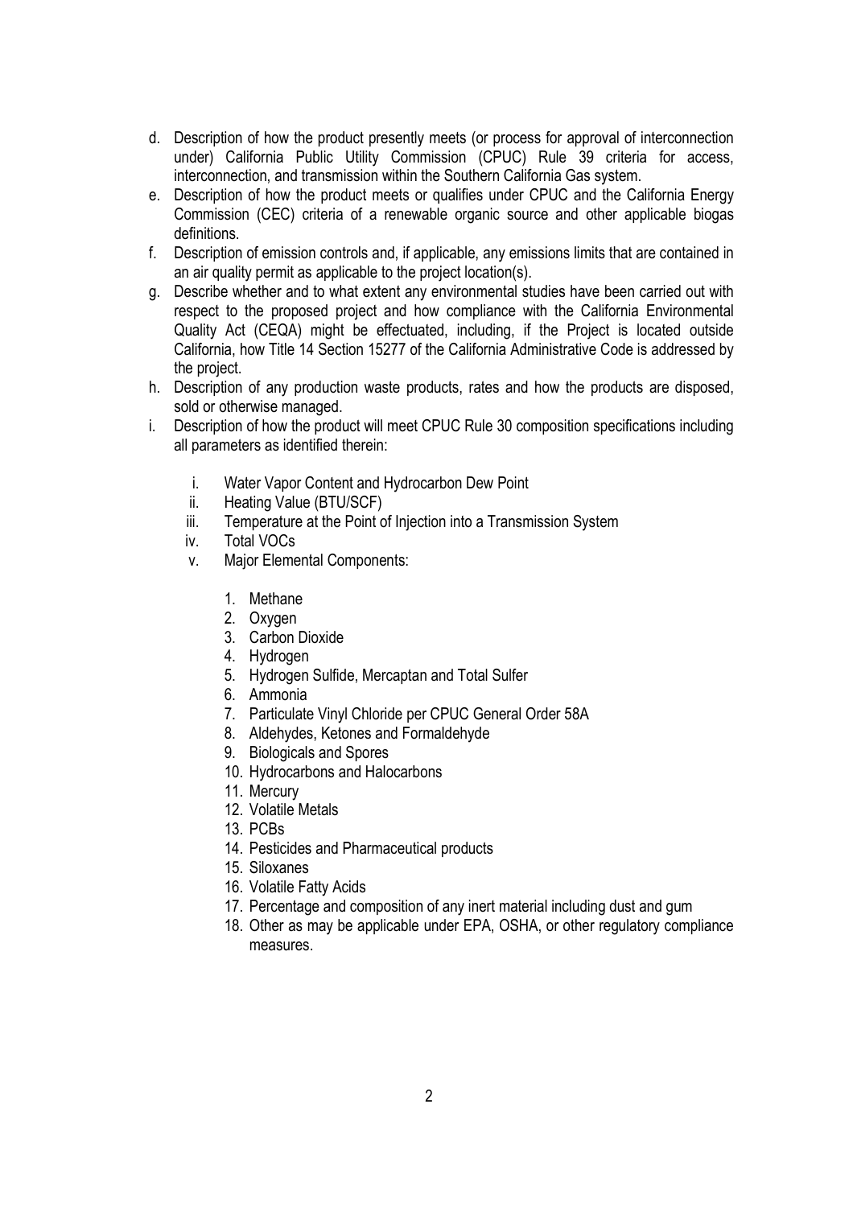d. Description of how the product presently meets (or process for approval of interconnection under) California Public Utility Commission (CPUC) Rule 39 criteria for access, interconnection, and transmission within the Southern California Gas system.

e. Description of how the product meets or qualifies under CPUC and the California Energy Commission (CEC) criteria of a renewable organic source and other applicable biogas definitions.

f. Description of emission controls and, if applicable, any emissions limits that are contained in an air quality permit as applicable to the project location(s).

g. Describe whether and to what extent any environmental studies have been carried out with respect to the proposed project and how compliance with the California Environmental Quality Act (CEQA) might be effectuated, including, if the Project is located outside California, how Title 14 Section 15277 of the California Administrative Code is addressed by the project.

h. Description of any production waste products, rates and how the products are disposed, sold or otherwise managed.

i. Description of how the product will meet CPUC Rule 30 composition specifications including all parameters as identified therein:

   i. Water Vapor Content and Hydrocarbon Dew Point
   ii. Heating Value (BTU/SCF)
   iii. Temperature at the Point of Injection into a Transmission System
   iv. Total VOCs
   v. Major Elemental Components:

      1. Methane
      2. Oxygen
      3. Carbon Dioxide
      4. Hydrogen
      5. Hydrogen Sulfide, Mercaptan and Total Sulfer
      6. Ammonia
      7. Particulate Vinyl Chloride per CPUC General Order 58A
      8. Aldehydes, Ketones and Formaldehyde
      9. Biologicals and Spores
      10. Hydrocarbons and Halocarbons
      11. Mercury
      12. Volatile Metals
      13. PCBs
      14. Pesticides and Pharmaceutical products
      15. Siloxanes
      16. Volatile Fatty Acids
      17. Percentage and composition of any inert material including dust and gum
      18. Other as may be applicable under EPA, OSHA, or other regulatory compliance measures.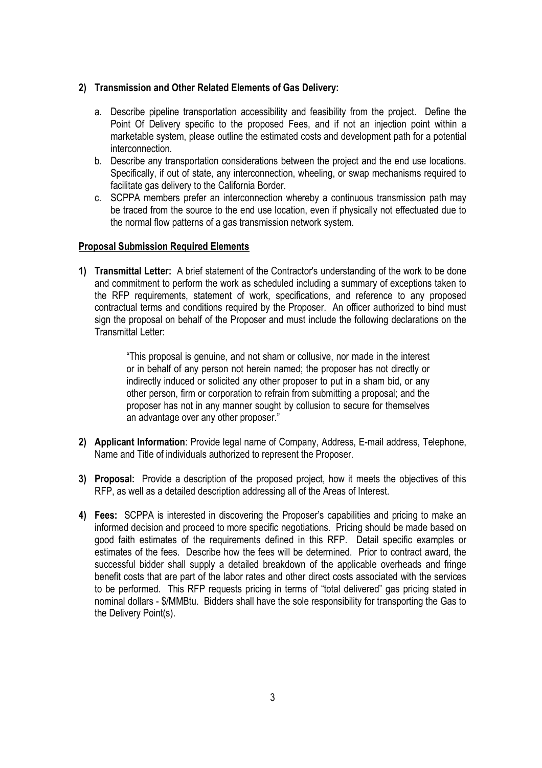**2) Transmission and Other Related Elements of Gas Delivery:**

a. Describe pipeline transportation accessibility and feasibility from the project. Define the Point Of Delivery specific to the proposed Fees, and if not an injection point within a marketable system, please outline the estimated costs and development path for a potential interconnection.

b. Describe any transportation considerations between the project and the end use locations. Specifically, if out of state, any interconnection, wheeling, or swap mechanisms required to facilitate gas delivery to the California Border.

c. SCPPA members prefer an interconnection whereby a continuous transmission path may be traced from the source to the end use location, even if physically not effectuated due to the normal flow patterns of a gas transmission network system.

**Proposal Submission Required Elements**

**1) Transmittal Letter:** A brief statement of the Contractor's understanding of the work to be done and commitment to perform the work as scheduled including a summary of exceptions taken to the RFP requirements, statement of work, specifications, and reference to any proposed contractual terms and conditions required by the Proposer. An officer authorized to bind must sign the proposal on behalf of the Proposer and must include the following declarations on the Transmittal Letter:

> "This proposal is genuine, and not sham or collusive, nor made in the interest or in behalf of any person not herein named; the proposer has not directly or indirectly induced or solicited any other proposer to put in a sham bid, or any other person, firm or corporation to refrain from submitting a proposal; and the proposer has not in any manner sought by collusion to secure for themselves an advantage over any other proposer."

**2) Applicant Information**: Provide legal name of Company, Address, E-mail address, Telephone, Name and Title of individuals authorized to represent the Proposer.

**3) Proposal:** Provide a description of the proposed project, how it meets the objectives of this RFP, as well as a detailed description addressing all of the Areas of Interest.

**4) Fees:** SCPPA is interested in discovering the Proposer's capabilities and pricing to make an informed decision and proceed to more specific negotiations. Pricing should be made based on good faith estimates of the requirements defined in this RFP. Detail specific examples or estimates of the fees. Describe how the fees will be determined. Prior to contract award, the successful bidder shall supply a detailed breakdown of the applicable overheads and fringe benefit costs that are part of the labor rates and other direct costs associated with the services to be performed. This RFP requests pricing in terms of "total delivered" gas pricing stated in nominal dollars - $/MMBtu. Bidders shall have the sole responsibility for transporting the Gas to the Delivery Point(s).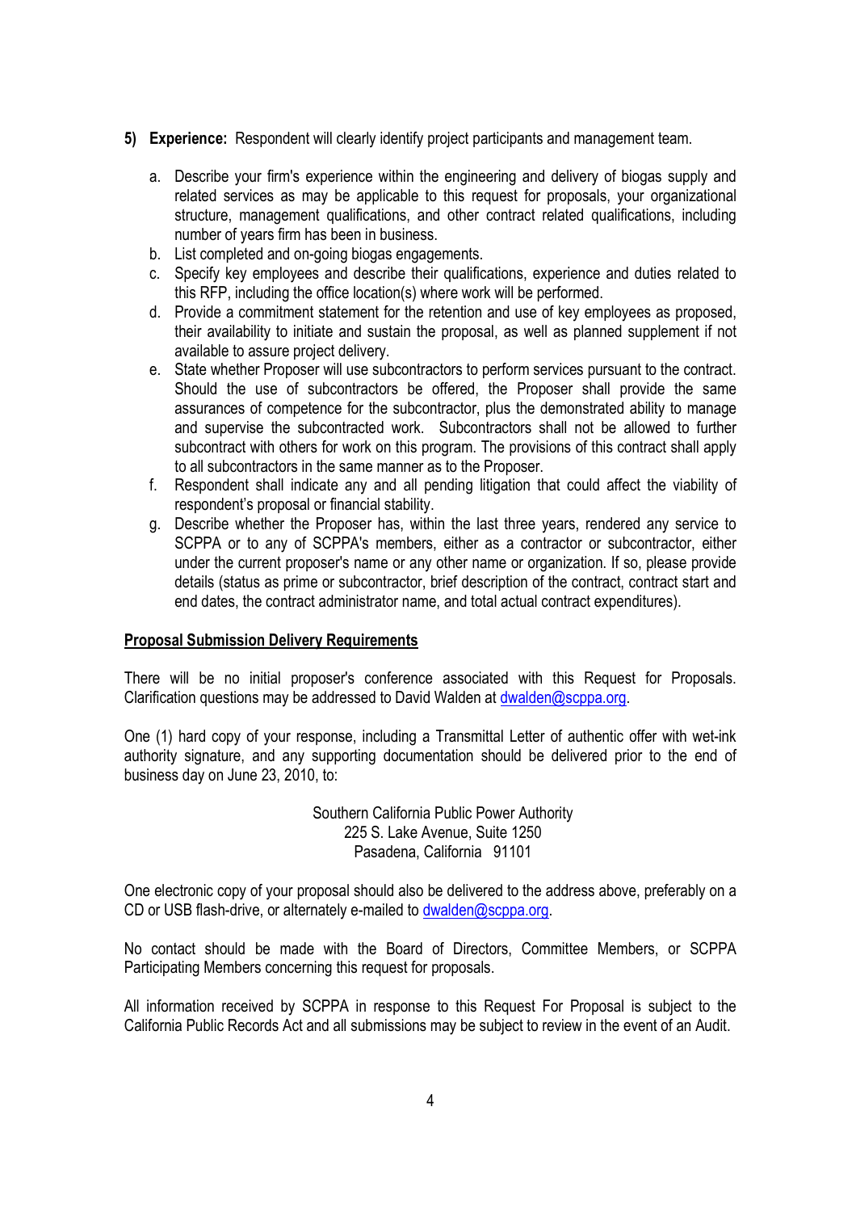5) **Experience:** Respondent will clearly identify project participants and management team.

   a. Describe your firm's experience within the engineering and delivery of biogas supply and related services as may be applicable to this request for proposals, your organizational structure, management qualifications, and other contract related qualifications, including number of years firm has been in business.
   b. List completed and on-going biogas engagements.
   c. Specify key employees and describe their qualifications, experience and duties related to this RFP, including the office location(s) where work will be performed.
   d. Provide a commitment statement for the retention and use of key employees as proposed, their availability to initiate and sustain the proposal, as well as planned supplement if not available to assure project delivery.
   e. State whether Proposer will use subcontractors to perform services pursuant to the contract. Should the use of subcontractors be offered, the Proposer shall provide the same assurances of competence for the subcontractor, plus the demonstrated ability to manage and supervise the subcontracted work. Subcontractors shall not be allowed to further subcontract with others for work on this program. The provisions of this contract shall apply to all subcontractors in the same manner as to the Proposer.
   f. Respondent shall indicate any and all pending litigation that could affect the viability of respondent's proposal or financial stability.
   g. Describe whether the Proposer has, within the last three years, rendered any service to SCPPA or to any of SCPPA's members, either as a contractor or subcontractor, either under the current proposer's name or any other name or organization. If so, please provide details (status as prime or subcontractor, brief description of the contract, contract start and end dates, the contract administrator name, and total actual contract expenditures).

**Proposal Submission Delivery Requirements**

There will be no initial proposer's conference associated with this Request for Proposals. Clarification questions may be addressed to David Walden at dwalden@scppa.org.

One (1) hard copy of your response, including a Transmittal Letter of authentic offer with wet-ink authority signature, and any supporting documentation should be delivered prior to the end of business day on June 23, 2010, to:

Southern California Public Power Authority
225 S. Lake Avenue, Suite 1250
Pasadena, California 91101

One electronic copy of your proposal should also be delivered to the address above, preferably on a CD or USB flash-drive, or alternately e-mailed to dwalden@scppa.org.

No contact should be made with the Board of Directors, Committee Members, or SCPPA Participating Members concerning this request for proposals.

All information received by SCPPA in response to this Request For Proposal is subject to the California Public Records Act and all submissions may be subject to review in the event of an Audit.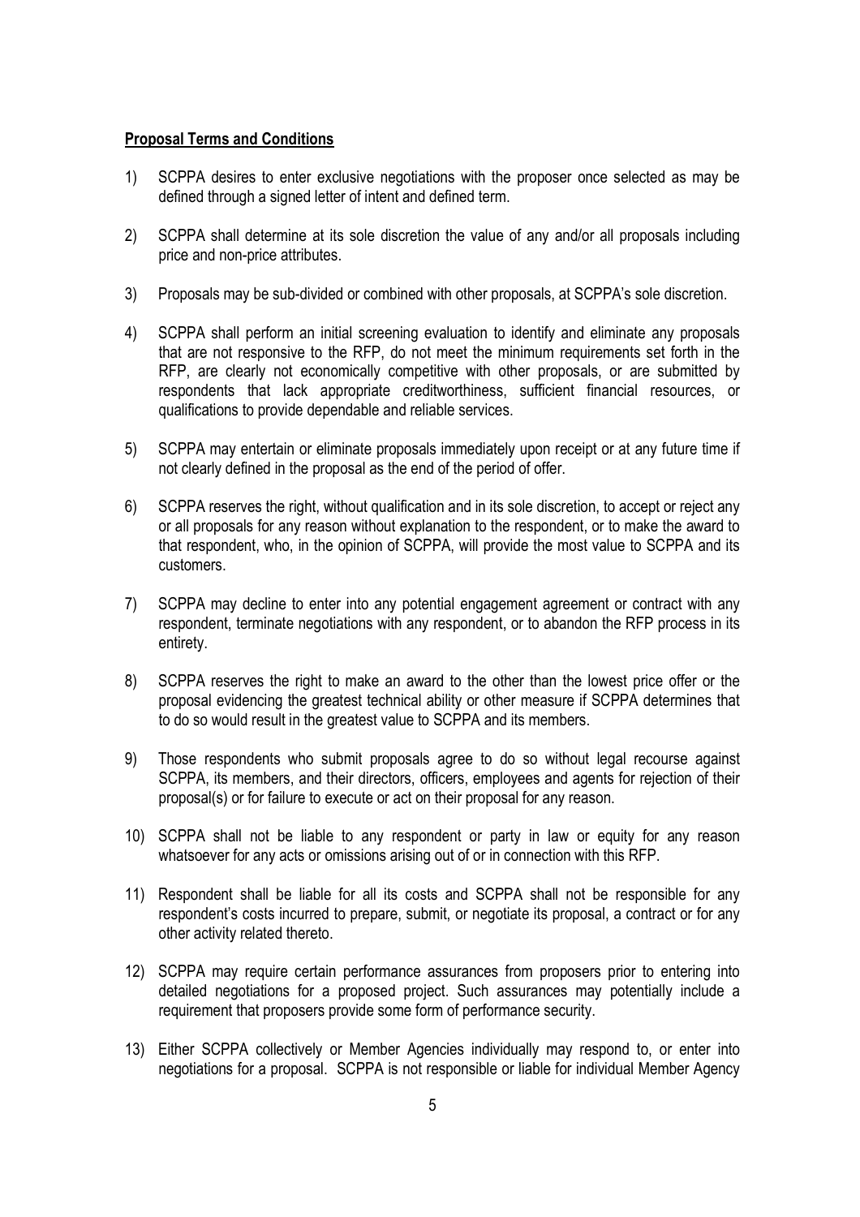**Proposal Terms and Conditions**

1) SCPPA desires to enter exclusive negotiations with the proposer once selected as may be defined through a signed letter of intent and defined term.

2) SCPPA shall determine at its sole discretion the value of any and/or all proposals including price and non-price attributes.

3) Proposals may be sub-divided or combined with other proposals, at SCPPA's sole discretion.

4) SCPPA shall perform an initial screening evaluation to identify and eliminate any proposals that are not responsive to the RFP, do not meet the minimum requirements set forth in the RFP, are clearly not economically competitive with other proposals, or are submitted by respondents that lack appropriate creditworthiness, sufficient financial resources, or qualifications to provide dependable and reliable services.

5) SCPPA may entertain or eliminate proposals immediately upon receipt or at any future time if not clearly defined in the proposal as the end of the period of offer.

6) SCPPA reserves the right, without qualification and in its sole discretion, to accept or reject any or all proposals for any reason without explanation to the respondent, or to make the award to that respondent, who, in the opinion of SCPPA, will provide the most value to SCPPA and its customers.

7) SCPPA may decline to enter into any potential engagement agreement or contract with any respondent, terminate negotiations with any respondent, or to abandon the RFP process in its entirety.

8) SCPPA reserves the right to make an award to the other than the lowest price offer or the proposal evidencing the greatest technical ability or other measure if SCPPA determines that to do so would result in the greatest value to SCPPA and its members.

9) Those respondents who submit proposals agree to do so without legal recourse against SCPPA, its members, and their directors, officers, employees and agents for rejection of their proposal(s) or for failure to execute or act on their proposal for any reason.

10) SCPPA shall not be liable to any respondent or party in law or equity for any reason whatsoever for any acts or omissions arising out of or in connection with this RFP.

11) Respondent shall be liable for all its costs and SCPPA shall not be responsible for any respondent's costs incurred to prepare, submit, or negotiate its proposal, a contract or for any other activity related thereto.

12) SCPPA may require certain performance assurances from proposers prior to entering into detailed negotiations for a proposed project. Such assurances may potentially include a requirement that proposers provide some form of performance security.

13) Either SCPPA collectively or Member Agencies individually may respond to, or enter into negotiations for a proposal. SCPPA is not responsible or liable for individual Member Agency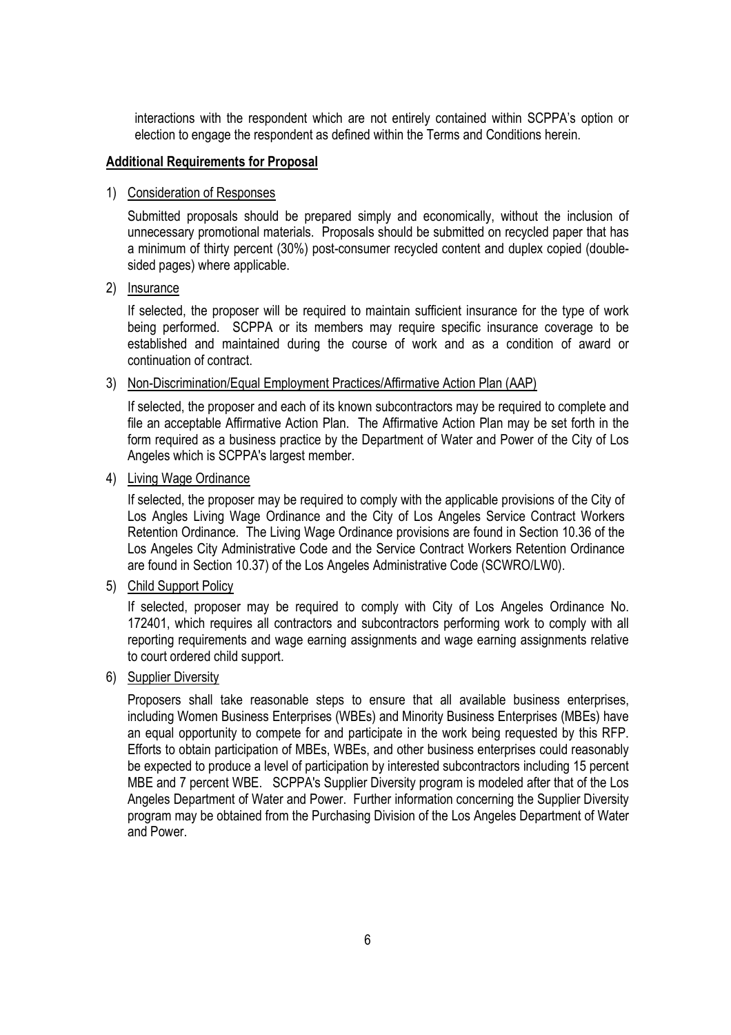interactions with the respondent which are not entirely contained within SCPPA's option or election to engage the respondent as defined within the Terms and Conditions herein.

**Additional Requirements for Proposal**

1) Consideration of Responses

   Submitted proposals should be prepared simply and economically, without the inclusion of unnecessary promotional materials. Proposals should be submitted on recycled paper that has a minimum of thirty percent (30%) post-consumer recycled content and duplex copied (double-sided pages) where applicable.

2) Insurance

   If selected, the proposer will be required to maintain sufficient insurance for the type of work being performed. SCPPA or its members may require specific insurance coverage to be established and maintained during the course of work and as a condition of award or continuation of contract.

3) Non-Discrimination/Equal Employment Practices/Affirmative Action Plan (AAP)

   If selected, the proposer and each of its known subcontractors may be required to complete and file an acceptable Affirmative Action Plan. The Affirmative Action Plan may be set forth in the form required as a business practice by the Department of Water and Power of the City of Los Angeles which is SCPPA's largest member.

4) Living Wage Ordinance

   If selected, the proposer may be required to comply with the applicable provisions of the City of Los Angles Living Wage Ordinance and the City of Los Angeles Service Contract Workers Retention Ordinance. The Living Wage Ordinance provisions are found in Section 10.36 of the Los Angeles City Administrative Code and the Service Contract Workers Retention Ordinance are found in Section 10.37) of the Los Angeles Administrative Code (SCWRO/LW0).

5) Child Support Policy

   If selected, proposer may be required to comply with City of Los Angeles Ordinance No. 172401, which requires all contractors and subcontractors performing work to comply with all reporting requirements and wage earning assignments and wage earning assignments relative to court ordered child support.

6) Supplier Diversity

   Proposers shall take reasonable steps to ensure that all available business enterprises, including Women Business Enterprises (WBEs) and Minority Business Enterprises (MBEs) have an equal opportunity to compete for and participate in the work being requested by this RFP. Efforts to obtain participation of MBEs, WBEs, and other business enterprises could reasonably be expected to produce a level of participation by interested subcontractors including 15 percent MBE and 7 percent WBE. SCPPA's Supplier Diversity program is modeled after that of the Los Angeles Department of Water and Power. Further information concerning the Supplier Diversity program may be obtained from the Purchasing Division of the Los Angeles Department of Water and Power.